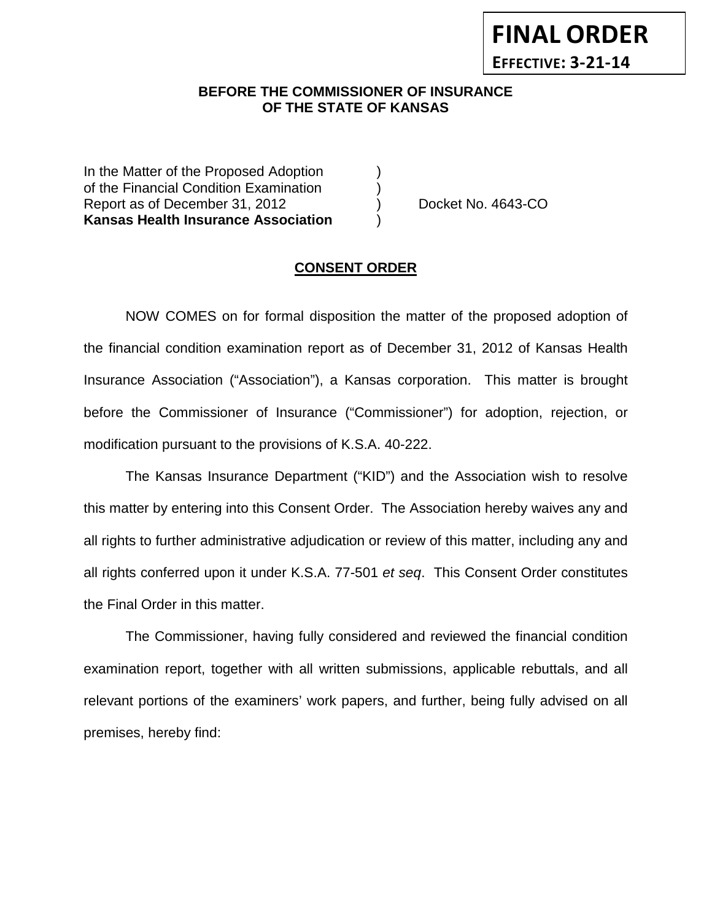**FINAL ORDER**

**EFFECTIVE: 3-21-14**

**BEFORE THE COMMISSIONER OF INSURANCE OF THE STATE OF KANSAS**

| | | |
|---|---|---|
| In the Matter of the Proposed Adoption | ) | |
| of the Financial Condition Examination | ) | |
| Report as of December 31, 2012 | ) | Docket No. 4643-CO |
| **Kansas Health Insurance Association** | ) | |

## CONSENT ORDER

NOW COMES on for formal disposition the matter of the proposed adoption of the financial condition examination report as of December 31, 2012 of Kansas Health Insurance Association ("Association"), a Kansas corporation. This matter is brought before the Commissioner of Insurance ("Commissioner") for adoption, rejection, or modification pursuant to the provisions of K.S.A. 40-222.

The Kansas Insurance Department ("KID") and the Association wish to resolve this matter by entering into this Consent Order. The Association hereby waives any and all rights to further administrative adjudication or review of this matter, including any and all rights conferred upon it under K.S.A. 77-501 *et seq*. This Consent Order constitutes the Final Order in this matter.

The Commissioner, having fully considered and reviewed the financial condition examination report, together with all written submissions, applicable rebuttals, and all relevant portions of the examiners' work papers, and further, being fully advised on all premises, hereby find: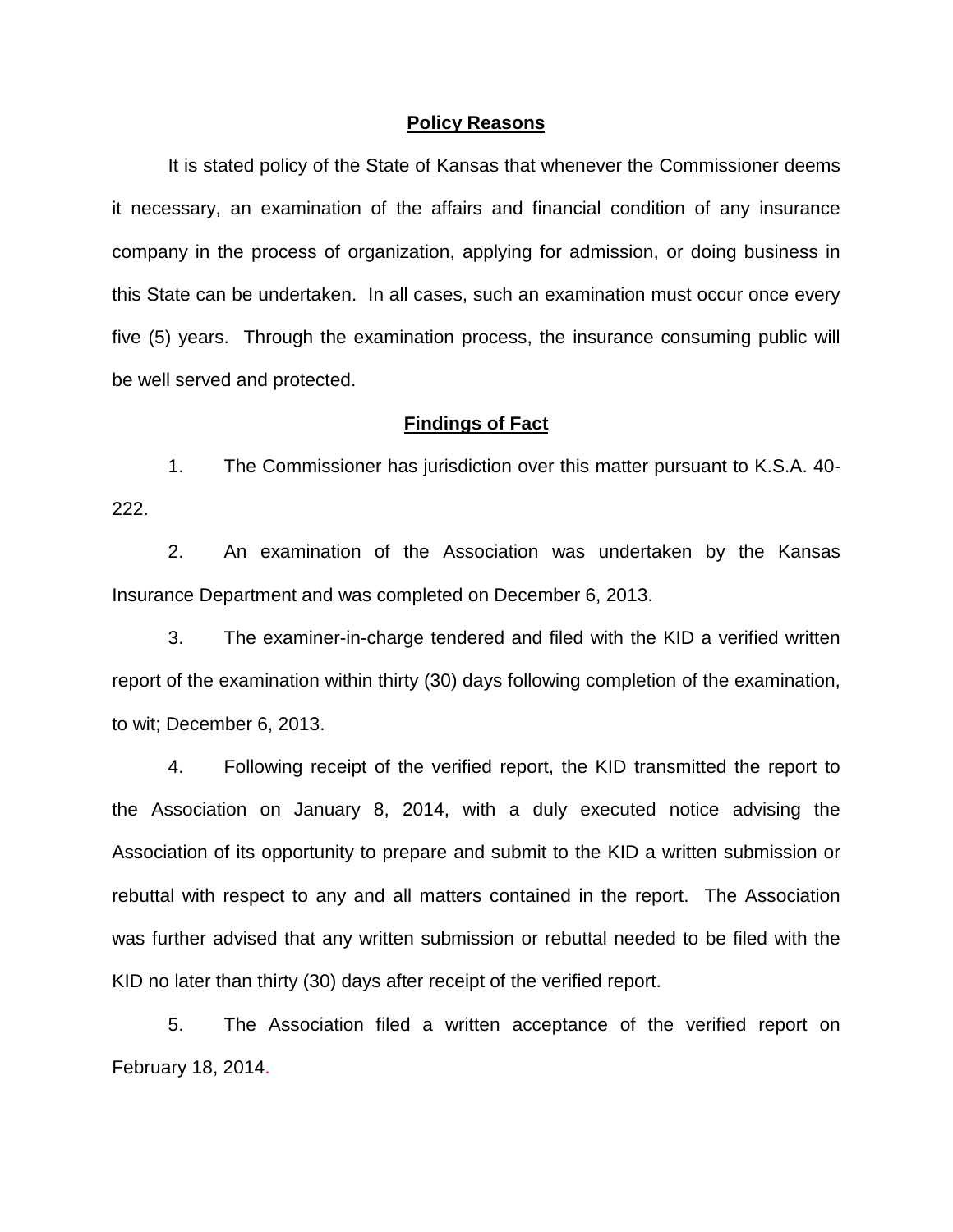## Policy Reasons

It is stated policy of the State of Kansas that whenever the Commissioner deems it necessary, an examination of the affairs and financial condition of any insurance company in the process of organization, applying for admission, or doing business in this State can be undertaken. In all cases, such an examination must occur once every five (5) years. Through the examination process, the insurance consuming public will be well served and protected.

## Findings of Fact

1. The Commissioner has jurisdiction over this matter pursuant to K.S.A. 40-222.

2. An examination of the Association was undertaken by the Kansas Insurance Department and was completed on December 6, 2013.

3. The examiner-in-charge tendered and filed with the KID a verified written report of the examination within thirty (30) days following completion of the examination, to wit; December 6, 2013.

4. Following receipt of the verified report, the KID transmitted the report to the Association on January 8, 2014, with a duly executed notice advising the Association of its opportunity to prepare and submit to the KID a written submission or rebuttal with respect to any and all matters contained in the report. The Association was further advised that any written submission or rebuttal needed to be filed with the KID no later than thirty (30) days after receipt of the verified report.

5. The Association filed a written acceptance of the verified report on February 18, 2014.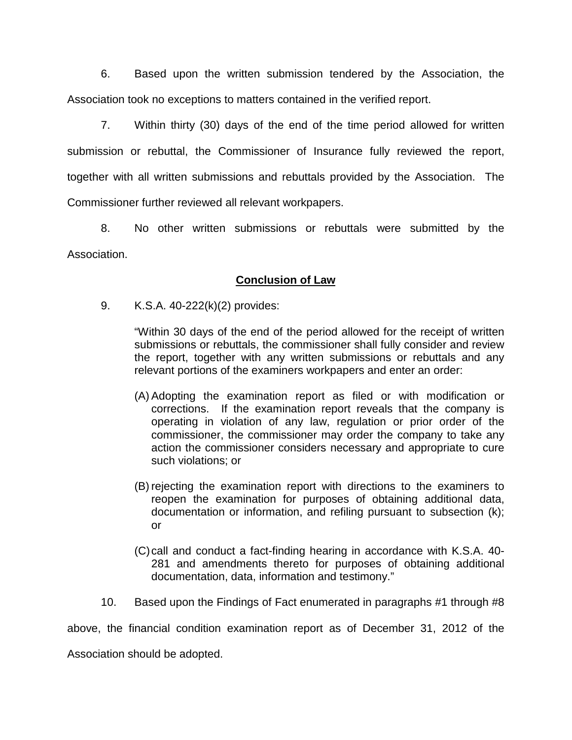6. Based upon the written submission tendered by the Association, the Association took no exceptions to matters contained in the verified report.

7. Within thirty (30) days of the end of the time period allowed for written submission or rebuttal, the Commissioner of Insurance fully reviewed the report, together with all written submissions and rebuttals provided by the Association. The Commissioner further reviewed all relevant workpapers.

8. No other written submissions or rebuttals were submitted by the Association.

## **Conclusion of Law**

9. K.S.A. 40-222(k)(2) provides:

> "Within 30 days of the end of the period allowed for the receipt of written submissions or rebuttals, the commissioner shall fully consider and review the report, together with any written submissions or rebuttals and any relevant portions of the examiners workpapers and enter an order:
>
> (A) Adopting the examination report as filed or with modification or corrections. If the examination report reveals that the company is operating in violation of any law, regulation or prior order of the commissioner, the commissioner may order the company to take any action the commissioner considers necessary and appropriate to cure such violations; or
>
> (B) rejecting the examination report with directions to the examiners to reopen the examination for purposes of obtaining additional data, documentation or information, and refiling pursuant to subsection (k); or
>
> (C) call and conduct a fact-finding hearing in accordance with K.S.A. 40-281 and amendments thereto for purposes of obtaining additional documentation, data, information and testimony."

10. Based upon the Findings of Fact enumerated in paragraphs #1 through #8 above, the financial condition examination report as of December 31, 2012 of the Association should be adopted.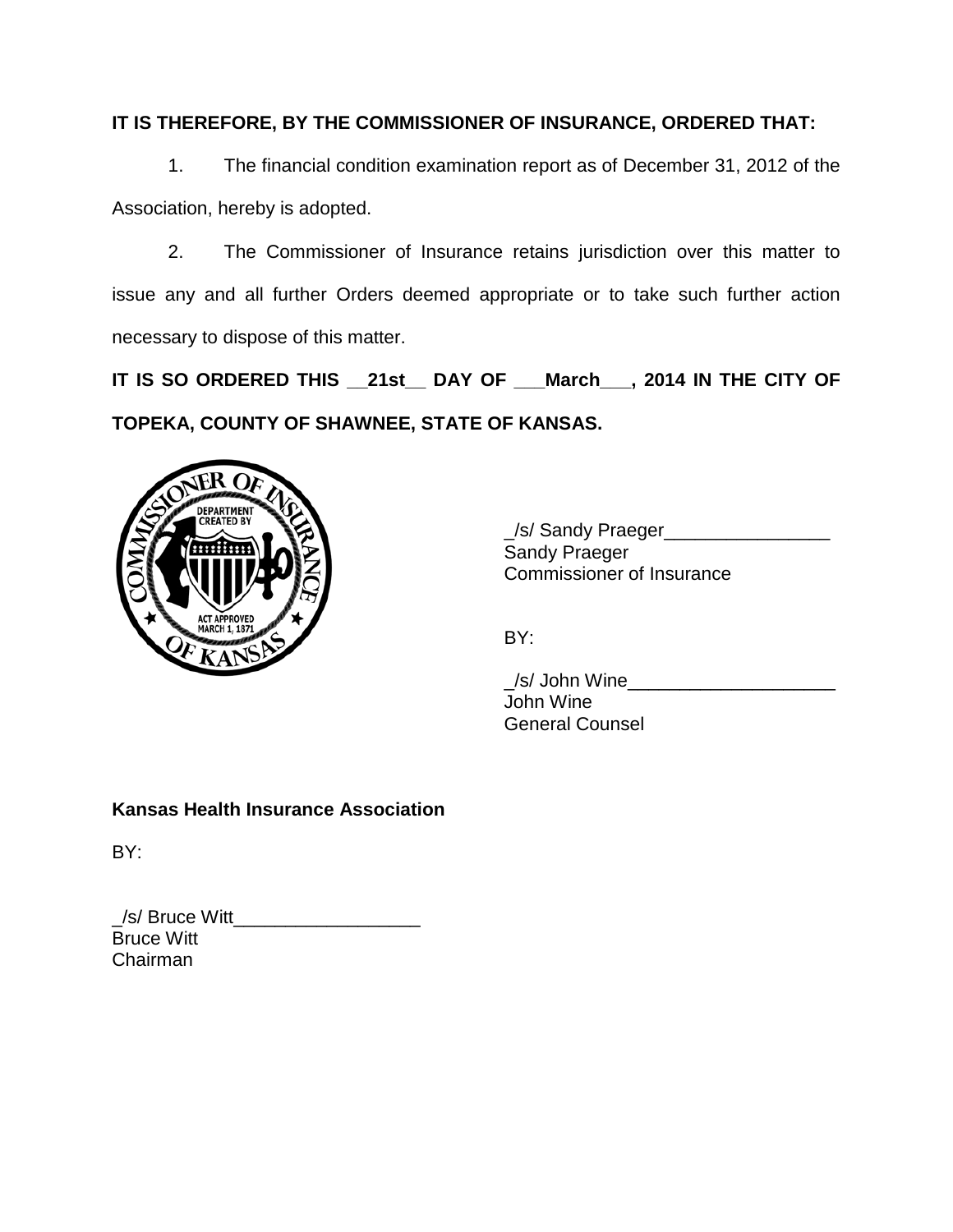**IT IS THEREFORE, BY THE COMMISSIONER OF INSURANCE, ORDERED THAT:**

1. The financial condition examination report as of December 31, 2012 of the Association, hereby is adopted.

2. The Commissioner of Insurance retains jurisdiction over this matter to issue any and all further Orders deemed appropriate or to take such further action necessary to dispose of this matter.

**IT IS SO ORDERED THIS __21st__ DAY OF ___March___, 2014 IN THE CITY OF TOPEKA, COUNTY OF SHAWNEE, STATE OF KANSAS.**

_/s/ Sandy Praeger________________
Sandy Praeger
Commissioner of Insurance

BY:

_/s/ John Wine____________________
John Wine
General Counsel

**Kansas Health Insurance Association**

BY:

_/s/ Bruce Witt__________________
Bruce Witt
Chairman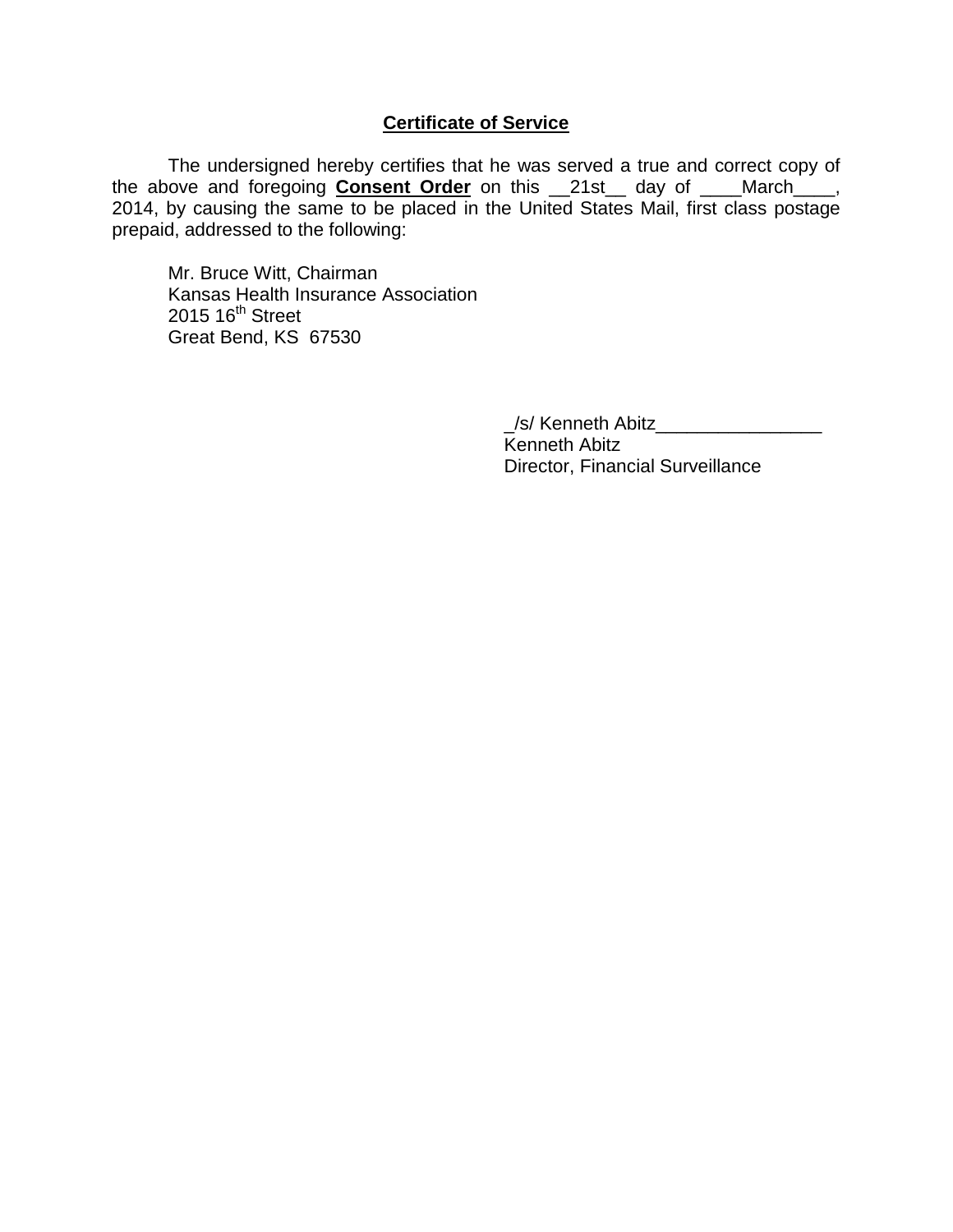**Certificate of Service**

The undersigned hereby certifies that he was served a true and correct copy of the above and foregoing **Consent Order** on this __21st__ day of ____March____, 2014, by causing the same to be placed in the United States Mail, first class postage prepaid, addressed to the following:

Mr. Bruce Witt, Chairman  
Kansas Health Insurance Association  
2015 16th Street  
Great Bend, KS 67530

_/s/ Kenneth Abitz________________  
Kenneth Abitz  
Director, Financial Surveillance